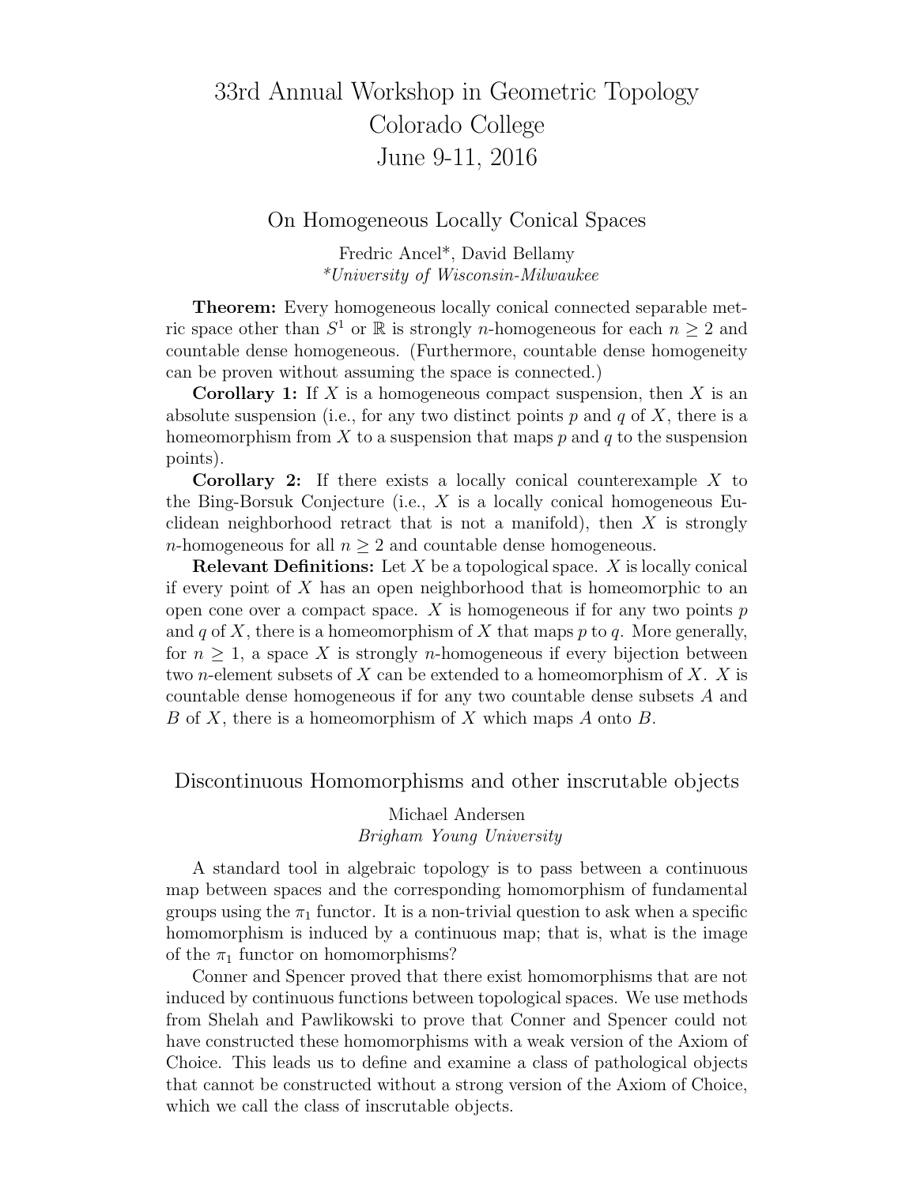# 33rd Annual Workshop in Geometric Topology
# Colorado College
# June 9-11, 2016

## On Homogeneous Locally Conical Spaces

Fredric Ancel*, David Bellamy
*\*University of Wisconsin-Milwaukee*

**Theorem:** Every homogeneous locally conical connected separable metric space other than $S^1$ or $\mathbb{R}$ is strongly $n$-homogeneous for each $n \geq 2$ and countable dense homogeneous. (Furthermore, countable dense homogeneity can be proven without assuming the space is connected.)

**Corollary 1:** If $X$ is a homogeneous compact suspension, then $X$ is an absolute suspension (i.e., for any two distinct points $p$ and $q$ of $X$, there is a homeomorphism from $X$ to a suspension that maps $p$ and $q$ to the suspension points).

**Corollary 2:** If there exists a locally conical counterexample $X$ to the Bing-Borsuk Conjecture (i.e., $X$ is a locally conical homogeneous Euclidean neighborhood retract that is not a manifold), then $X$ is strongly $n$-homogeneous for all $n \geq 2$ and countable dense homogeneous.

**Relevant Definitions:** Let $X$ be a topological space. $X$ is locally conical if every point of $X$ has an open neighborhood that is homeomorphic to an open cone over a compact space. $X$ is homogeneous if for any two points $p$ and $q$ of $X$, there is a homeomorphism of $X$ that maps $p$ to $q$. More generally, for $n \geq 1$, a space $X$ is strongly $n$-homogeneous if every bijection between two $n$-element subsets of $X$ can be extended to a homeomorphism of $X$. $X$ is countable dense homogeneous if for any two countable dense subsets $A$ and $B$ of $X$, there is a homeomorphism of $X$ which maps $A$ onto $B$.

## Discontinuous Homomorphisms and other inscrutable objects

Michael Andersen
*Brigham Young University*

A standard tool in algebraic topology is to pass between a continuous map between spaces and the corresponding homomorphism of fundamental groups using the $\pi_1$ functor. It is a non-trivial question to ask when a specific homomorphism is induced by a continuous map; that is, what is the image of the $\pi_1$ functor on homomorphisms?

Conner and Spencer proved that there exist homomorphisms that are not induced by continuous functions between topological spaces. We use methods from Shelah and Pawlikowski to prove that Conner and Spencer could not have constructed these homomorphisms with a weak version of the Axiom of Choice. This leads us to define and examine a class of pathological objects that cannot be constructed without a strong version of the Axiom of Choice, which we call the class of inscrutable objects.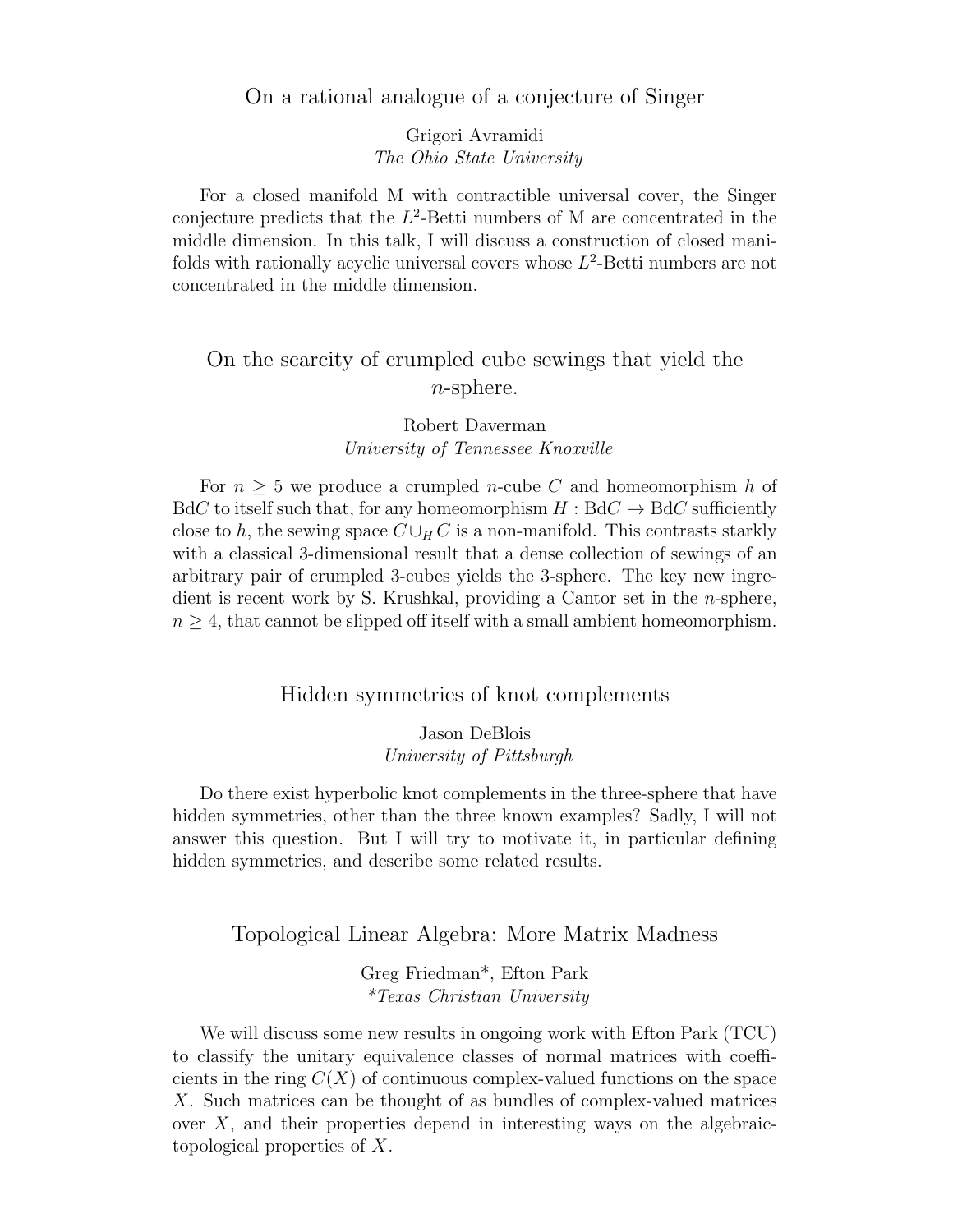## On a rational analogue of a conjecture of Singer

Grigori Avramidi
*The Ohio State University*

For a closed manifold M with contractible universal cover, the Singer conjecture predicts that the $L^2$-Betti numbers of M are concentrated in the middle dimension. In this talk, I will discuss a construction of closed manifolds with rationally acyclic universal covers whose $L^2$-Betti numbers are not concentrated in the middle dimension.

## On the scarcity of crumpled cube sewings that yield the $n$-sphere.

Robert Daverman
*University of Tennessee Knoxville*

For $n \geq 5$ we produce a crumpled $n$-cube $C$ and homeomorphism $h$ of Bd$C$ to itself such that, for any homeomorphism $H : \text{Bd}C \to \text{Bd}C$ sufficiently close to $h$, the sewing space $C \cup_H C$ is a non-manifold. This contrasts starkly with a classical 3-dimensional result that a dense collection of sewings of an arbitrary pair of crumpled 3-cubes yields the 3-sphere. The key new ingredient is recent work by S. Krushkal, providing a Cantor set in the $n$-sphere, $n \geq 4$, that cannot be slipped off itself with a small ambient homeomorphism.

## Hidden symmetries of knot complements

Jason DeBlois
*University of Pittsburgh*

Do there exist hyperbolic knot complements in the three-sphere that have hidden symmetries, other than the three known examples? Sadly, I will not answer this question. But I will try to motivate it, in particular defining hidden symmetries, and describe some related results.

## Topological Linear Algebra: More Matrix Madness

Greg Friedman*, Efton Park
**Texas Christian University*

We will discuss some new results in ongoing work with Efton Park (TCU) to classify the unitary equivalence classes of normal matrices with coefficients in the ring $C(X)$ of continuous complex-valued functions on the space $X$. Such matrices can be thought of as bundles of complex-valued matrices over $X$, and their properties depend in interesting ways on the algebraic-topological properties of $X$.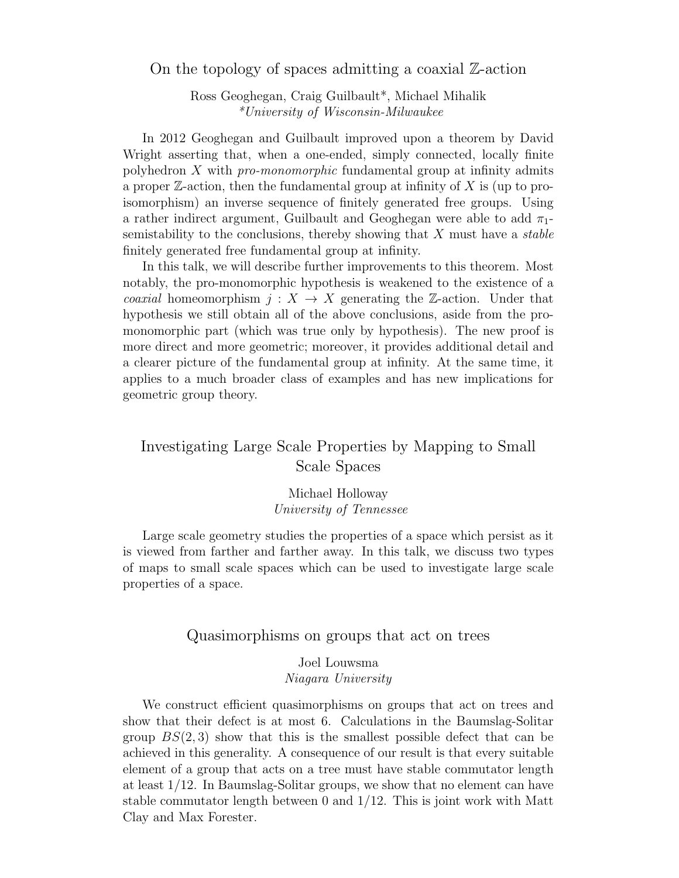## On the topology of spaces admitting a coaxial $\mathbb{Z}$-action

Ross Geoghegan, Craig Guilbault*, Michael Mihalik
*\*University of Wisconsin-Milwaukee*

In 2012 Geoghegan and Guilbault improved upon a theorem by David Wright asserting that, when a one-ended, simply connected, locally finite polyhedron $X$ with *pro-monomorphic* fundamental group at infinity admits a proper $\mathbb{Z}$-action, then the fundamental group at infinity of $X$ is (up to pro-isomorphism) an inverse sequence of finitely generated free groups. Using a rather indirect argument, Guilbault and Geoghegan were able to add $\pi_1$-semistability to the conclusions, thereby showing that $X$ must have a *stable* finitely generated free fundamental group at infinity.

In this talk, we will describe further improvements to this theorem. Most notably, the pro-monomorphic hypothesis is weakened to the existence of a *coaxial* homeomorphism $j : X \to X$ generating the $\mathbb{Z}$-action. Under that hypothesis we still obtain all of the above conclusions, aside from the pro-monomorphic part (which was true only by hypothesis). The new proof is more direct and more geometric; moreover, it provides additional detail and a clearer picture of the fundamental group at infinity. At the same time, it applies to a much broader class of examples and has new implications for geometric group theory.

## Investigating Large Scale Properties by Mapping to Small Scale Spaces

Michael Holloway
*University of Tennessee*

Large scale geometry studies the properties of a space which persist as it is viewed from farther and farther away. In this talk, we discuss two types of maps to small scale spaces which can be used to investigate large scale properties of a space.

## Quasimorphisms on groups that act on trees

Joel Louwsma
*Niagara University*

We construct efficient quasimorphisms on groups that act on trees and show that their defect is at most 6. Calculations in the Baumslag-Solitar group $BS(2, 3)$ show that this is the smallest possible defect that can be achieved in this generality. A consequence of our result is that every suitable element of a group that acts on a tree must have stable commutator length at least $1/12$. In Baumslag-Solitar groups, we show that no element can have stable commutator length between 0 and $1/12$. This is joint work with Matt Clay and Max Forester.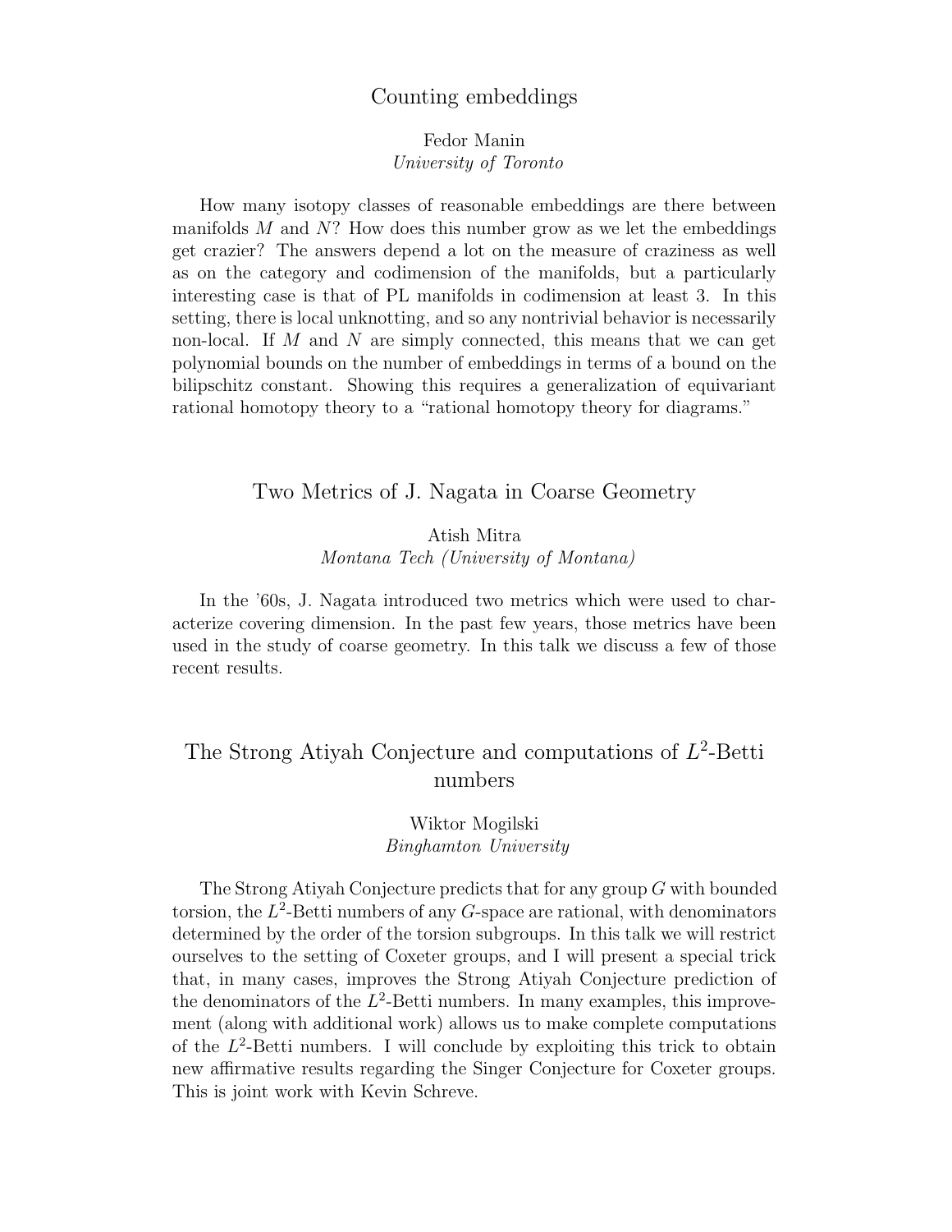## Counting embeddings

Fedor Manin
*University of Toronto*

How many isotopy classes of reasonable embeddings are there between manifolds $M$ and $N$? How does this number grow as we let the embeddings get crazier? The answers depend a lot on the measure of craziness as well as on the category and codimension of the manifolds, but a particularly interesting case is that of PL manifolds in codimension at least 3. In this setting, there is local unknotting, and so any nontrivial behavior is necessarily non-local. If $M$ and $N$ are simply connected, this means that we can get polynomial bounds on the number of embeddings in terms of a bound on the bilipschitz constant. Showing this requires a generalization of equivariant rational homotopy theory to a "rational homotopy theory for diagrams."

## Two Metrics of J. Nagata in Coarse Geometry

Atish Mitra
*Montana Tech (University of Montana)*

In the '60s, J. Nagata introduced two metrics which were used to characterize covering dimension. In the past few years, those metrics have been used in the study of coarse geometry. In this talk we discuss a few of those recent results.

## The Strong Atiyah Conjecture and computations of $L^2$-Betti numbers

Wiktor Mogilski
*Binghamton University*

The Strong Atiyah Conjecture predicts that for any group $G$ with bounded torsion, the $L^2$-Betti numbers of any $G$-space are rational, with denominators determined by the order of the torsion subgroups. In this talk we will restrict ourselves to the setting of Coxeter groups, and I will present a special trick that, in many cases, improves the Strong Atiyah Conjecture prediction of the denominators of the $L^2$-Betti numbers. In many examples, this improvement (along with additional work) allows us to make complete computations of the $L^2$-Betti numbers. I will conclude by exploiting this trick to obtain new affirmative results regarding the Singer Conjecture for Coxeter groups. This is joint work with Kevin Schreve.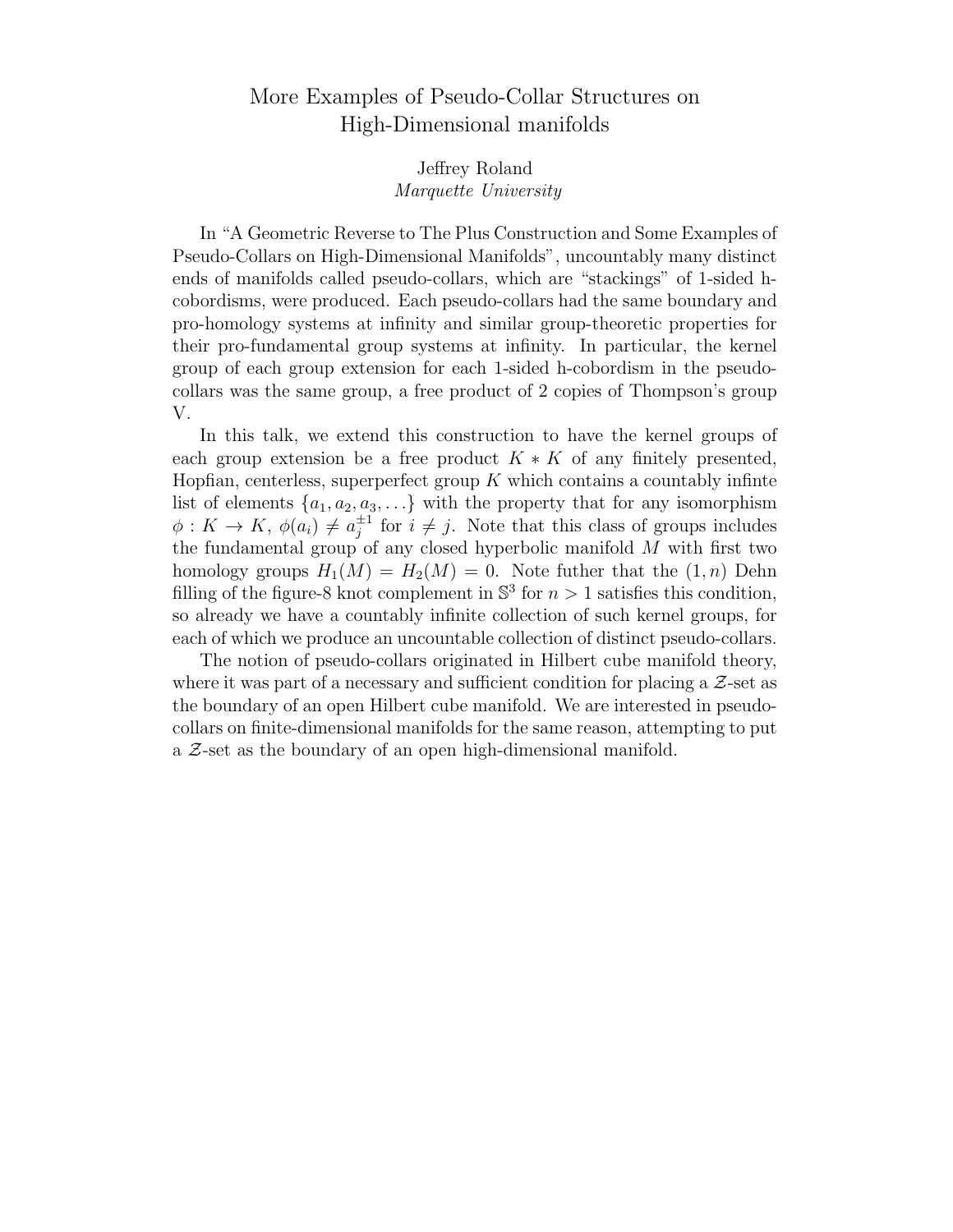# More Examples of Pseudo-Collar Structures on High-Dimensional manifolds

Jeffrey Roland
*Marquette University*

In "A Geometric Reverse to The Plus Construction and Some Examples of Pseudo-Collars on High-Dimensional Manifolds", uncountably many distinct ends of manifolds called pseudo-collars, which are "stackings" of 1-sided h-cobordisms, were produced. Each pseudo-collars had the same boundary and pro-homology systems at infinity and similar group-theoretic properties for their pro-fundamental group systems at infinity. In particular, the kernel group of each group extension for each 1-sided h-cobordism in the pseudo-collars was the same group, a free product of 2 copies of Thompson's group V.

In this talk, we extend this construction to have the kernel groups of each group extension be a free product $K * K$ of any finitely presented, Hopfian, centerless, superperfect group $K$ which contains a countably infinte list of elements $\{a_1, a_2, a_3, \ldots\}$ with the property that for any isomorphism $\phi : K \to K$, $\phi(a_i) \neq a_j^{\pm 1}$ for $i \neq j$. Note that this class of groups includes the fundamental group of any closed hyperbolic manifold $M$ with first two homology groups $H_1(M) = H_2(M) = 0$. Note futher that the $(1, n)$ Dehn filling of the figure-8 knot complement in $\mathbb{S}^3$ for $n > 1$ satisfies this condition, so already we have a countably infinite collection of such kernel groups, for each of which we produce an uncountable collection of distinct pseudo-collars.

The notion of pseudo-collars originated in Hilbert cube manifold theory, where it was part of a necessary and sufficient condition for placing a $\mathcal{Z}$-set as the boundary of an open Hilbert cube manifold. We are interested in pseudo-collars on finite-dimensional manifolds for the same reason, attempting to put a $\mathcal{Z}$-set as the boundary of an open high-dimensional manifold.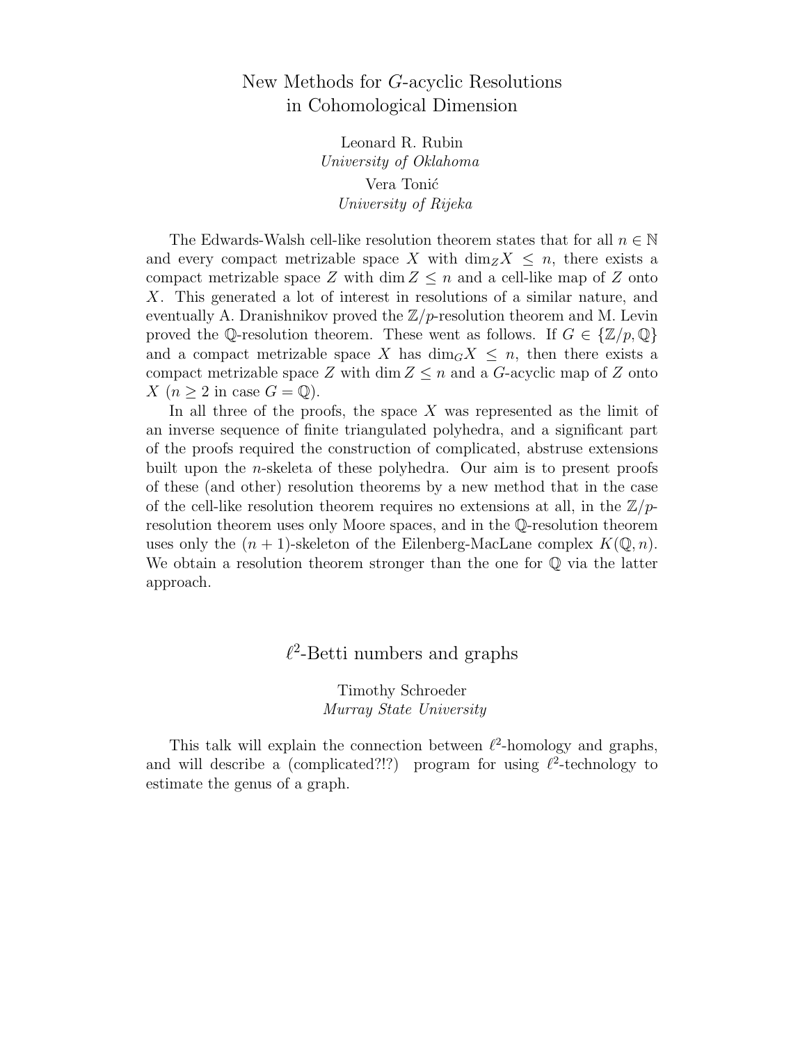## New Methods for $G$-acyclic Resolutions in Cohomological Dimension

Leonard R. Rubin
*University of Oklahoma*

Vera Tonić
*University of Rijeka*

The Edwards-Walsh cell-like resolution theorem states that for all $n \in \mathbb{N}$ and every compact metrizable space $X$ with $\dim_{\mathbb{Z}} X \leq n$, there exists a compact metrizable space $Z$ with $\dim Z \leq n$ and a cell-like map of $Z$ onto $X$. This generated a lot of interest in resolutions of a similar nature, and eventually A. Dranishnikov proved the $\mathbb{Z}/p$-resolution theorem and M. Levin proved the $\mathbb{Q}$-resolution theorem. These went as follows. If $G \in \{\mathbb{Z}/p, \mathbb{Q}\}$ and a compact metrizable space $X$ has $\dim_G X \leq n$, then there exists a compact metrizable space $Z$ with $\dim Z \leq n$ and a $G$-acyclic map of $Z$ onto $X$ ($n \geq 2$ in case $G = \mathbb{Q}$).

In all three of the proofs, the space $X$ was represented as the limit of an inverse sequence of finite triangulated polyhedra, and a significant part of the proofs required the construction of complicated, abstruse extensions built upon the $n$-skeleta of these polyhedra. Our aim is to present proofs of these (and other) resolution theorems by a new method that in the case of the cell-like resolution theorem requires no extensions at all, in the $\mathbb{Z}/p$-resolution theorem uses only Moore spaces, and in the $\mathbb{Q}$-resolution theorem uses only the $(n + 1)$-skeleton of the Eilenberg-MacLane complex $K(\mathbb{Q}, n)$. We obtain a resolution theorem stronger than the one for $\mathbb{Q}$ via the latter approach.

## $\ell^2$-Betti numbers and graphs

Timothy Schroeder
*Murray State University*

This talk will explain the connection between $\ell^2$-homology and graphs, and will describe a (complicated?!?) program for using $\ell^2$-technology to estimate the genus of a graph.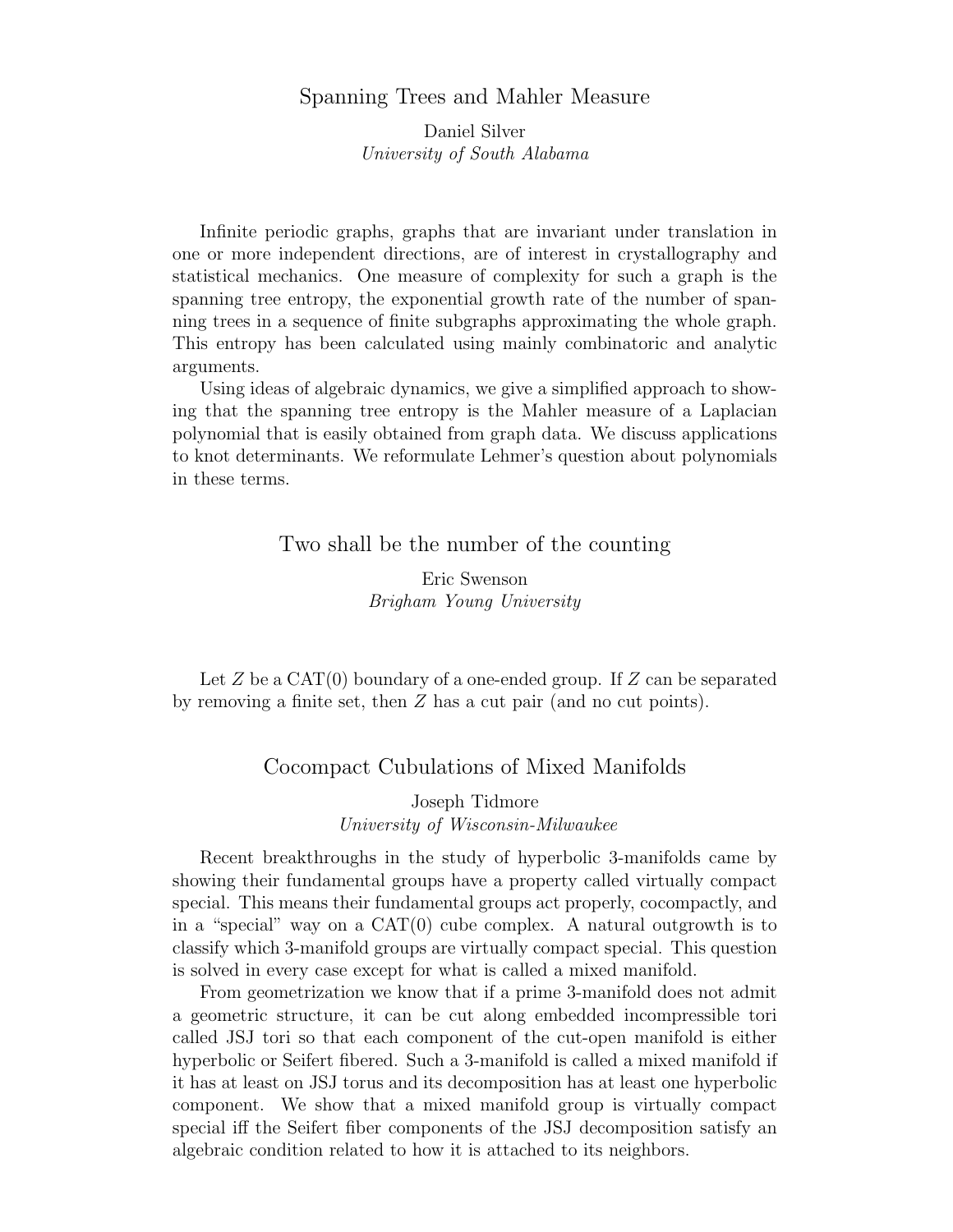## Spanning Trees and Mahler Measure

Daniel Silver
*University of South Alabama*

Infinite periodic graphs, graphs that are invariant under translation in one or more independent directions, are of interest in crystallography and statistical mechanics. One measure of complexity for such a graph is the spanning tree entropy, the exponential growth rate of the number of spanning trees in a sequence of finite subgraphs approximating the whole graph. This entropy has been calculated using mainly combinatoric and analytic arguments.

Using ideas of algebraic dynamics, we give a simplified approach to showing that the spanning tree entropy is the Mahler measure of a Laplacian polynomial that is easily obtained from graph data. We discuss applications to knot determinants. We reformulate Lehmer's question about polynomials in these terms.

## Two shall be the number of the counting

Eric Swenson
*Brigham Young University*

Let $Z$ be a CAT(0) boundary of a one-ended group. If $Z$ can be separated by removing a finite set, then $Z$ has a cut pair (and no cut points).

## Cocompact Cubulations of Mixed Manifolds

Joseph Tidmore
*University of Wisconsin-Milwaukee*

Recent breakthroughs in the study of hyperbolic 3-manifolds came by showing their fundamental groups have a property called virtually compact special. This means their fundamental groups act properly, cocompactly, and in a "special" way on a CAT(0) cube complex. A natural outgrowth is to classify which 3-manifold groups are virtually compact special. This question is solved in every case except for what is called a mixed manifold.

From geometrization we know that if a prime 3-manifold does not admit a geometric structure, it can be cut along embedded incompressible tori called JSJ tori so that each component of the cut-open manifold is either hyperbolic or Seifert fibered. Such a 3-manifold is called a mixed manifold if it has at least on JSJ torus and its decomposition has at least one hyperbolic component. We show that a mixed manifold group is virtually compact special iff the Seifert fiber components of the JSJ decomposition satisfy an algebraic condition related to how it is attached to its neighbors.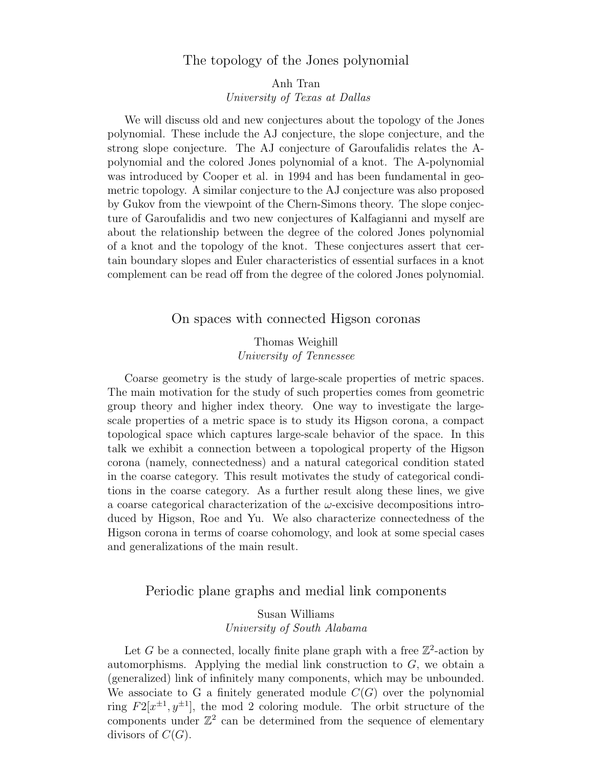## The topology of the Jones polynomial

Anh Tran
*University of Texas at Dallas*

We will discuss old and new conjectures about the topology of the Jones polynomial. These include the AJ conjecture, the slope conjecture, and the strong slope conjecture. The AJ conjecture of Garoufalidis relates the A-polynomial and the colored Jones polynomial of a knot. The A-polynomial was introduced by Cooper et al. in 1994 and has been fundamental in geometric topology. A similar conjecture to the AJ conjecture was also proposed by Gukov from the viewpoint of the Chern-Simons theory. The slope conjecture of Garoufalidis and two new conjectures of Kalfagianni and myself are about the relationship between the degree of the colored Jones polynomial of a knot and the topology of the knot. These conjectures assert that certain boundary slopes and Euler characteristics of essential surfaces in a knot complement can be read off from the degree of the colored Jones polynomial.

## On spaces with connected Higson coronas

Thomas Weighill
*University of Tennessee*

Coarse geometry is the study of large-scale properties of metric spaces. The main motivation for the study of such properties comes from geometric group theory and higher index theory. One way to investigate the large-scale properties of a metric space is to study its Higson corona, a compact topological space which captures large-scale behavior of the space. In this talk we exhibit a connection between a topological property of the Higson corona (namely, connectedness) and a natural categorical condition stated in the coarse category. This result motivates the study of categorical conditions in the coarse category. As a further result along these lines, we give a coarse categorical characterization of the $\omega$-excisive decompositions introduced by Higson, Roe and Yu. We also characterize connectedness of the Higson corona in terms of coarse cohomology, and look at some special cases and generalizations of the main result.

## Periodic plane graphs and medial link components

Susan Williams
*University of South Alabama*

Let $G$ be a connected, locally finite plane graph with a free $\mathbb{Z}^2$-action by automorphisms. Applying the medial link construction to $G$, we obtain a (generalized) link of infinitely many components, which may be unbounded. We associate to G a finitely generated module $C(G)$ over the polynomial ring $F2[x^{\pm 1}, y^{\pm 1}]$, the mod 2 coloring module. The orbit structure of the components under $\mathbb{Z}^2$ can be determined from the sequence of elementary divisors of $C(G)$.